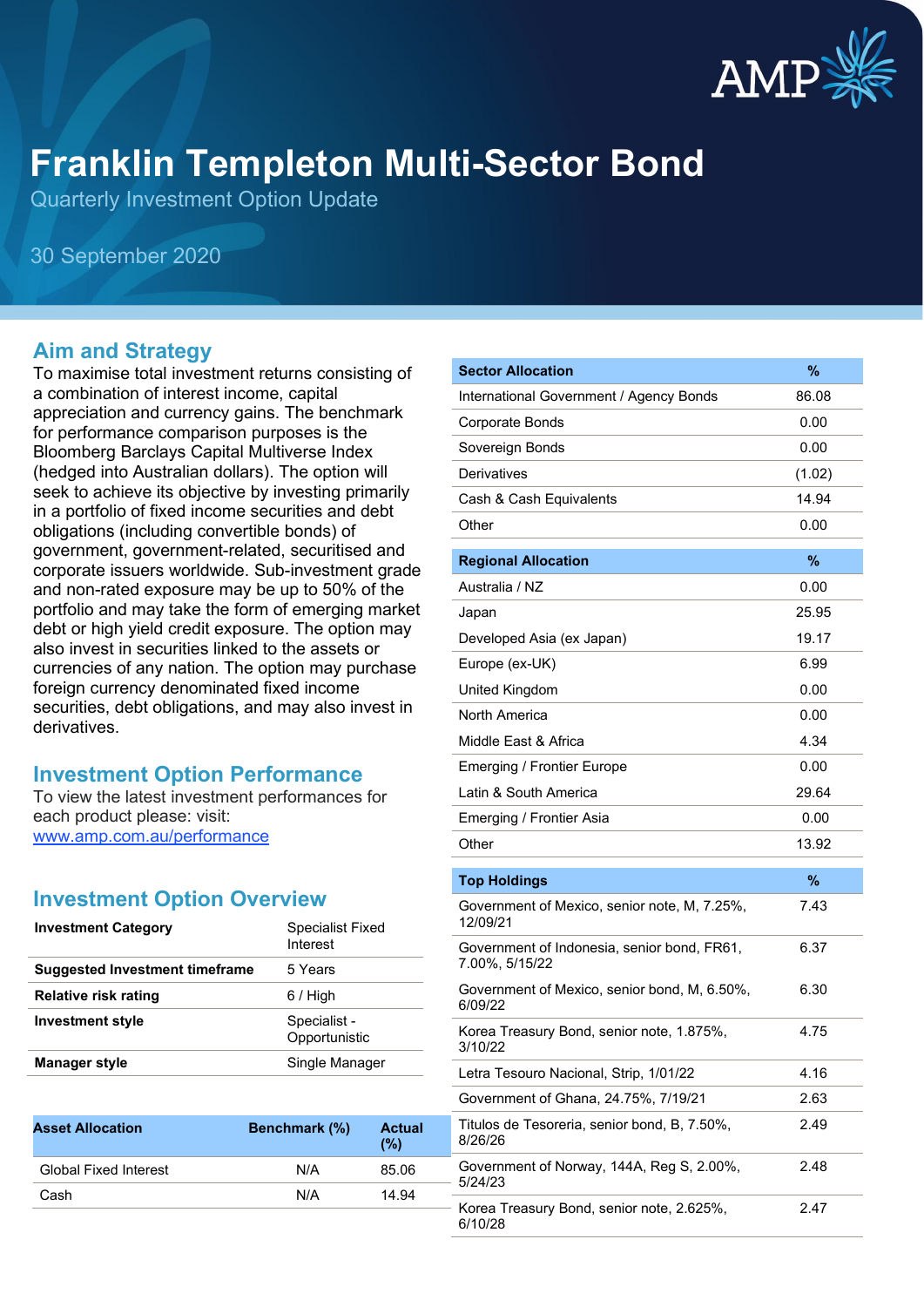# Franklin Templeton Multi-Sector Bond

Quarterly Investment Option Update

30 September 2020

## Aim and Strategy

To maximise total investment returns consisting of a combination of interest income, capital appreciation and currency gains. The benchmark for performance comparison purposes is the Bloomberg Barclays Capital Multiverse Index (hedged into Australian dollars). The option will seek to achieve its objective by investing primarily in a portfolio of fixed income securities and debt obligations (including convertible bonds) of government, government-related, securitised and corporate issuers worldwide. Sub-investment grade and non-rated exposure may be up to 50% of the portfolio and may take the form of emerging market debt or high yield credit exposure. The option may also invest in securities linked to the assets or currencies of any nation. The option may purchase foreign currency denominated fixed income securities, debt obligations, and may also invest in derivatives.

## Investment Option Performance

To view the latest investment performances for each product please: visit:
www.amp.com.au/performance

## Investment Option Overview

| | |
|---|---|
| **Investment Category** | Specialist Fixed Interest |
| **Suggested Investment timeframe** | 5 Years |
| **Relative risk rating** | 6 / High |
| **Investment style** | Specialist - Opportunistic |
| **Manager style** | Single Manager |

| Asset Allocation | Benchmark (%) | Actual (%) |
|---|---|---|
| Global Fixed Interest | N/A | 85.06 |
| Cash | N/A | 14.94 |

| Sector Allocation | % |
|---|---|
| International Government / Agency Bonds | 86.08 |
| Corporate Bonds | 0.00 |
| Sovereign Bonds | 0.00 |
| Derivatives | (1.02) |
| Cash & Cash Equivalents | 14.94 |
| Other | 0.00 |

| Regional Allocation | % |
|---|---|
| Australia / NZ | 0.00 |
| Japan | 25.95 |
| Developed Asia (ex Japan) | 19.17 |
| Europe (ex-UK) | 6.99 |
| United Kingdom | 0.00 |
| North America | 0.00 |
| Middle East & Africa | 4.34 |
| Emerging / Frontier Europe | 0.00 |
| Latin & South America | 29.64 |
| Emerging / Frontier Asia | 0.00 |
| Other | 13.92 |

| Top Holdings | % |
|---|---|
| Government of Mexico, senior note, M, 7.25%, 12/09/21 | 7.43 |
| Government of Indonesia, senior bond, FR61, 7.00%, 5/15/22 | 6.37 |
| Government of Mexico, senior bond, M, 6.50%, 6/09/22 | 6.30 |
| Korea Treasury Bond, senior note, 1.875%, 3/10/22 | 4.75 |
| Letra Tesouro Nacional, Strip, 1/01/22 | 4.16 |
| Government of Ghana, 24.75%, 7/19/21 | 2.63 |
| Titulos de Tesoreria, senior bond, B, 7.50%, 8/26/26 | 2.49 |
| Government of Norway, 144A, Reg S, 2.00%, 5/24/23 | 2.48 |
| Korea Treasury Bond, senior note, 2.625%, 6/10/28 | 2.47 |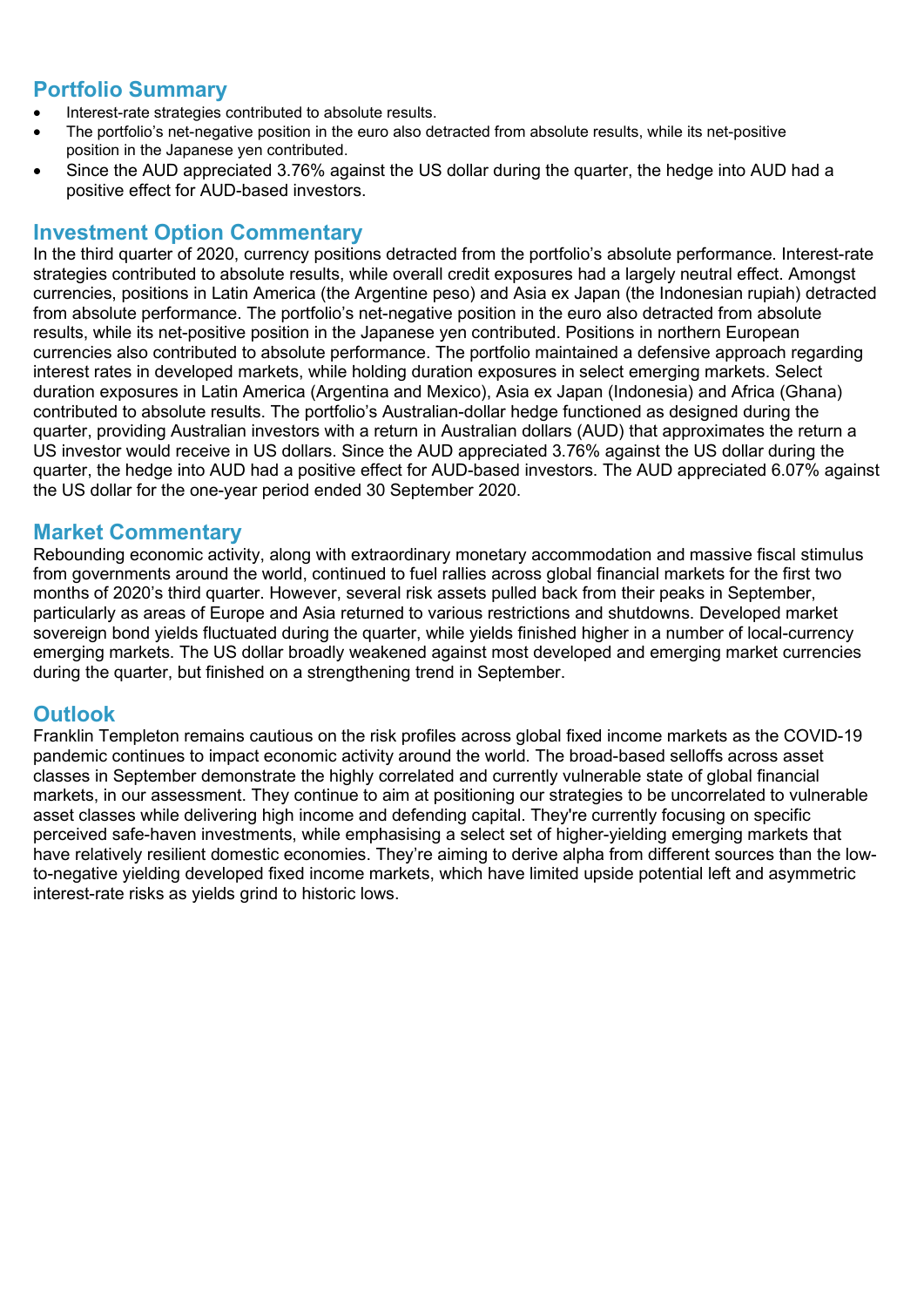## Portfolio Summary

- Interest-rate strategies contributed to absolute results.
- The portfolio's net-negative position in the euro also detracted from absolute results, while its net-positive position in the Japanese yen contributed.
- Since the AUD appreciated 3.76% against the US dollar during the quarter, the hedge into AUD had a positive effect for AUD-based investors.

## Investment Option Commentary

In the third quarter of 2020, currency positions detracted from the portfolio's absolute performance. Interest-rate strategies contributed to absolute results, while overall credit exposures had a largely neutral effect. Amongst currencies, positions in Latin America (the Argentine peso) and Asia ex Japan (the Indonesian rupiah) detracted from absolute performance. The portfolio's net-negative position in the euro also detracted from absolute results, while its net-positive position in the Japanese yen contributed. Positions in northern European currencies also contributed to absolute performance. The portfolio maintained a defensive approach regarding interest rates in developed markets, while holding duration exposures in select emerging markets. Select duration exposures in Latin America (Argentina and Mexico), Asia ex Japan (Indonesia) and Africa (Ghana) contributed to absolute results. The portfolio's Australian-dollar hedge functioned as designed during the quarter, providing Australian investors with a return in Australian dollars (AUD) that approximates the return a US investor would receive in US dollars. Since the AUD appreciated 3.76% against the US dollar during the quarter, the hedge into AUD had a positive effect for AUD-based investors. The AUD appreciated 6.07% against the US dollar for the one-year period ended 30 September 2020.

## Market Commentary

Rebounding economic activity, along with extraordinary monetary accommodation and massive fiscal stimulus from governments around the world, continued to fuel rallies across global financial markets for the first two months of 2020's third quarter. However, several risk assets pulled back from their peaks in September, particularly as areas of Europe and Asia returned to various restrictions and shutdowns. Developed market sovereign bond yields fluctuated during the quarter, while yields finished higher in a number of local-currency emerging markets. The US dollar broadly weakened against most developed and emerging market currencies during the quarter, but finished on a strengthening trend in September.

## Outlook

Franklin Templeton remains cautious on the risk profiles across global fixed income markets as the COVID-19 pandemic continues to impact economic activity around the world. The broad-based selloffs across asset classes in September demonstrate the highly correlated and currently vulnerable state of global financial markets, in our assessment. They continue to aim at positioning our strategies to be uncorrelated to vulnerable asset classes while delivering high income and defending capital. They're currently focusing on specific perceived safe-haven investments, while emphasising a select set of higher-yielding emerging markets that have relatively resilient domestic economies. They're aiming to derive alpha from different sources than the low-to-negative yielding developed fixed income markets, which have limited upside potential left and asymmetric interest-rate risks as yields grind to historic lows.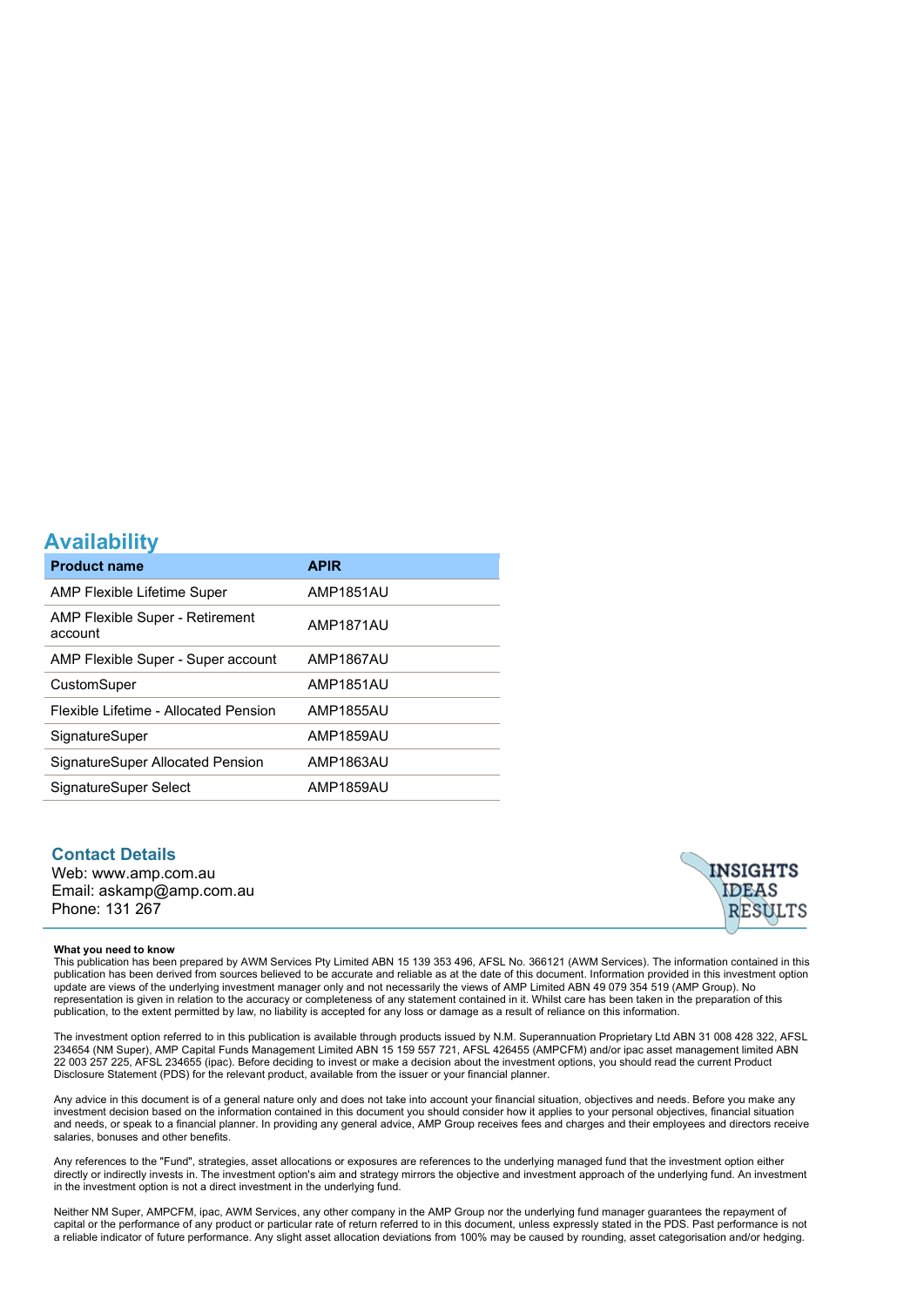## Availability

| Product name | APIR |
|---|---|
| AMP Flexible Lifetime Super | AMP1851AU |
| AMP Flexible Super - Retirement account | AMP1871AU |
| AMP Flexible Super - Super account | AMP1867AU |
| CustomSuper | AMP1851AU |
| Flexible Lifetime - Allocated Pension | AMP1855AU |
| SignatureSuper | AMP1859AU |
| SignatureSuper Allocated Pension | AMP1863AU |
| SignatureSuper Select | AMP1859AU |

### Contact Details

Web: www.amp.com.au
Email: askamp@amp.com.au
Phone: 131 267

INSIGHTS
IDEAS
RESULTS

**What you need to know**
This publication has been prepared by AWM Services Pty Limited ABN 15 139 353 496, AFSL No. 366121 (AWM Services). The information contained in this publication has been derived from sources believed to be accurate and reliable as at the date of this document. Information provided in this investment option update are views of the underlying investment manager only and not necessarily the views of AMP Limited ABN 49 079 354 519 (AMP Group). No representation is given in relation to the accuracy or completeness of any statement contained in it. Whilst care has been taken in the preparation of this publication, to the extent permitted by law, no liability is accepted for any loss or damage as a result of reliance on this information.

The investment option referred to in this publication is available through products issued by N.M. Superannuation Proprietary Ltd ABN 31 008 428 322, AFSL 234654 (NM Super), AMP Capital Funds Management Limited ABN 15 159 557 721, AFSL 426455 (AMPCFM) and/or ipac asset management limited ABN 22 003 257 225, AFSL 234655 (ipac). Before deciding to invest or make a decision about the investment options, you should read the current Product Disclosure Statement (PDS) for the relevant product, available from the issuer or your financial planner.

Any advice in this document is of a general nature only and does not take into account your financial situation, objectives and needs. Before you make any investment decision based on the information contained in this document you should consider how it applies to your personal objectives, financial situation and needs, or speak to a financial planner. In providing any general advice, AMP Group receives fees and charges and their employees and directors receive salaries, bonuses and other benefits.

Any references to the "Fund", strategies, asset allocations or exposures are references to the underlying managed fund that the investment option either directly or indirectly invests in. The investment option's aim and strategy mirrors the objective and investment approach of the underlying fund. An investment in the investment option is not a direct investment in the underlying fund.

Neither NM Super, AMPCFM, ipac, AWM Services, any other company in the AMP Group nor the underlying fund manager guarantees the repayment of capital or the performance of any product or particular rate of return referred to in this document, unless expressly stated in the PDS. Past performance is not a reliable indicator of future performance. Any slight asset allocation deviations from 100% may be caused by rounding, asset categorisation and/or hedging.